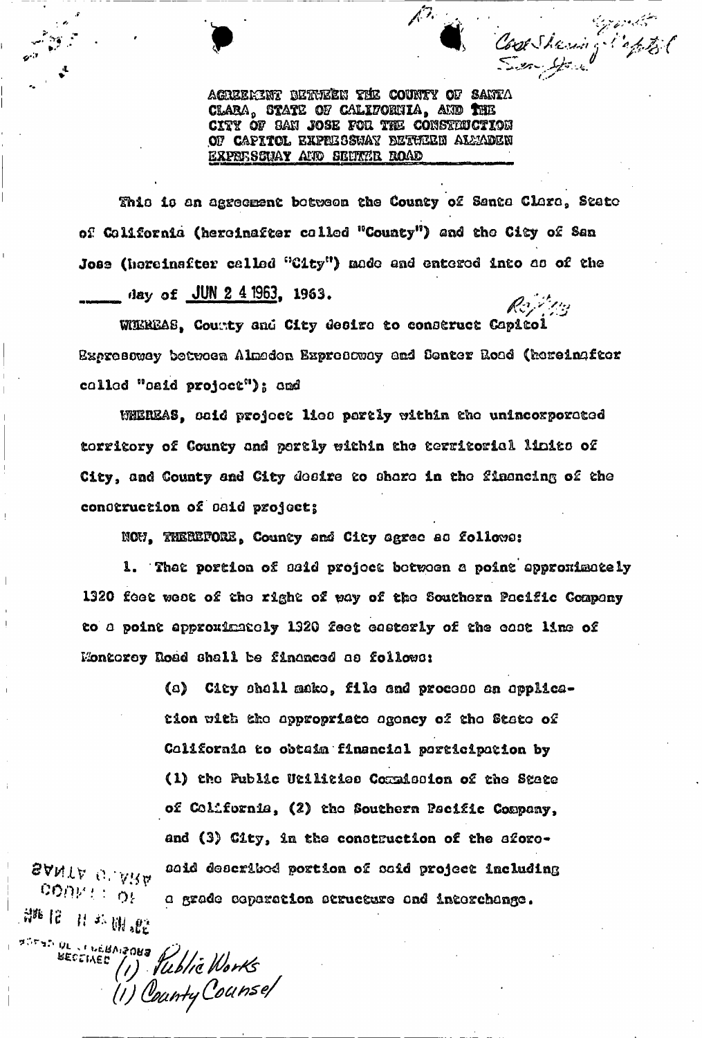Cost Sharing Capitol San Jose

AGREEMENT BETWEEN THE COUNTY OF SANTA CLARA, STATE OF CALIFORNIA, AND THE CITY OF SAN JOSE FOR THE CONSTRUCTION OF CAPITOL EXPRESSWAY BETWEEN ALMADEN EXPRESSWAY AND SENTER ROAD

This is an agreement between the County of Santa Clara, State of California (hereinafter called "County") and the City of San Jose (hereinafter called "City") made and entered into as of the ____ day of JUN 2 4 1963, 1963.

WHEREAS, County and City desire to construct Capitol Expressway between Almaden Expressway and Senter Road (hereinafter called "said project"); and

WHEREAS, said project lies partly within the unincorporated territory of County and partly within the territorial limits of City, and County and City desire to share in the financing of the construction of said project;

NOW, THEREFORE, County and City agree as follows:

1. That portion of said project between a point approximately 1320 feet west of the right of way of the Southern Pacific Company to a point approximately 1320 feet easterly of the east line of Monterey Road shall be financed as follows:

    (a) City shall make, file and process an application with the appropriate agency of the State of California to obtain financial participation by (1) the Public Utilities Commission of the State of California, (2) the Southern Pacific Company, and (3) City, in the construction of the aforesaid described portion of said project including a grade separation structure and interchange.

(1) Public Works
(1) County Counsel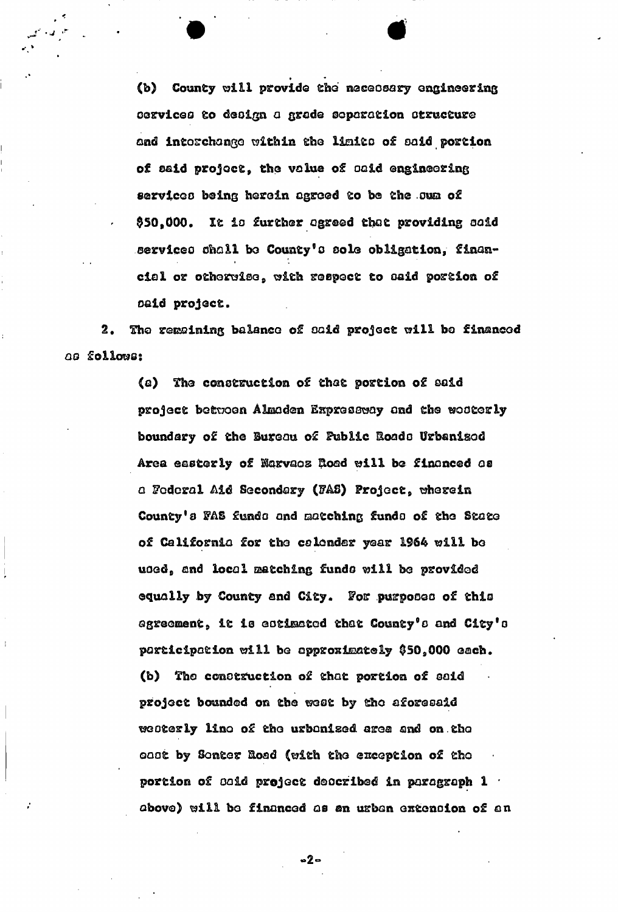(b) County will provide the necessary engineering services to design a grade separation structure and interchange within the limits of said portion of said project, the value of said engineering services being herein agreed to be the sum of $50,000. It is further agreed that providing said services shall be County's sole obligation, financial or otherwise, with respect to said portion of said project.

2. The remaining balance of said project will be financed as follows:

(a) The construction of that portion of said project between Almaden Expressway and the westerly boundary of the Bureau of Public Roads Urbanized Area easterly of Narvaez Road will be financed as a Federal Aid Secondary (FAS) Project, wherein County's FAS funds and matching funds of the State of California for the calendar year 1964 will be used, and local matching funds will be provided equally by County and City. For purposes of this agreement, it is estimated that County's and City's participation will be approximately $50,000 each.

(b) The construction of that portion of said project bounded on the west by the aforesaid westerly line of the urbanized area and on the east by Senter Road (with the exception of the portion of said project described in paragraph 1 above) will be financed as an urban extension of an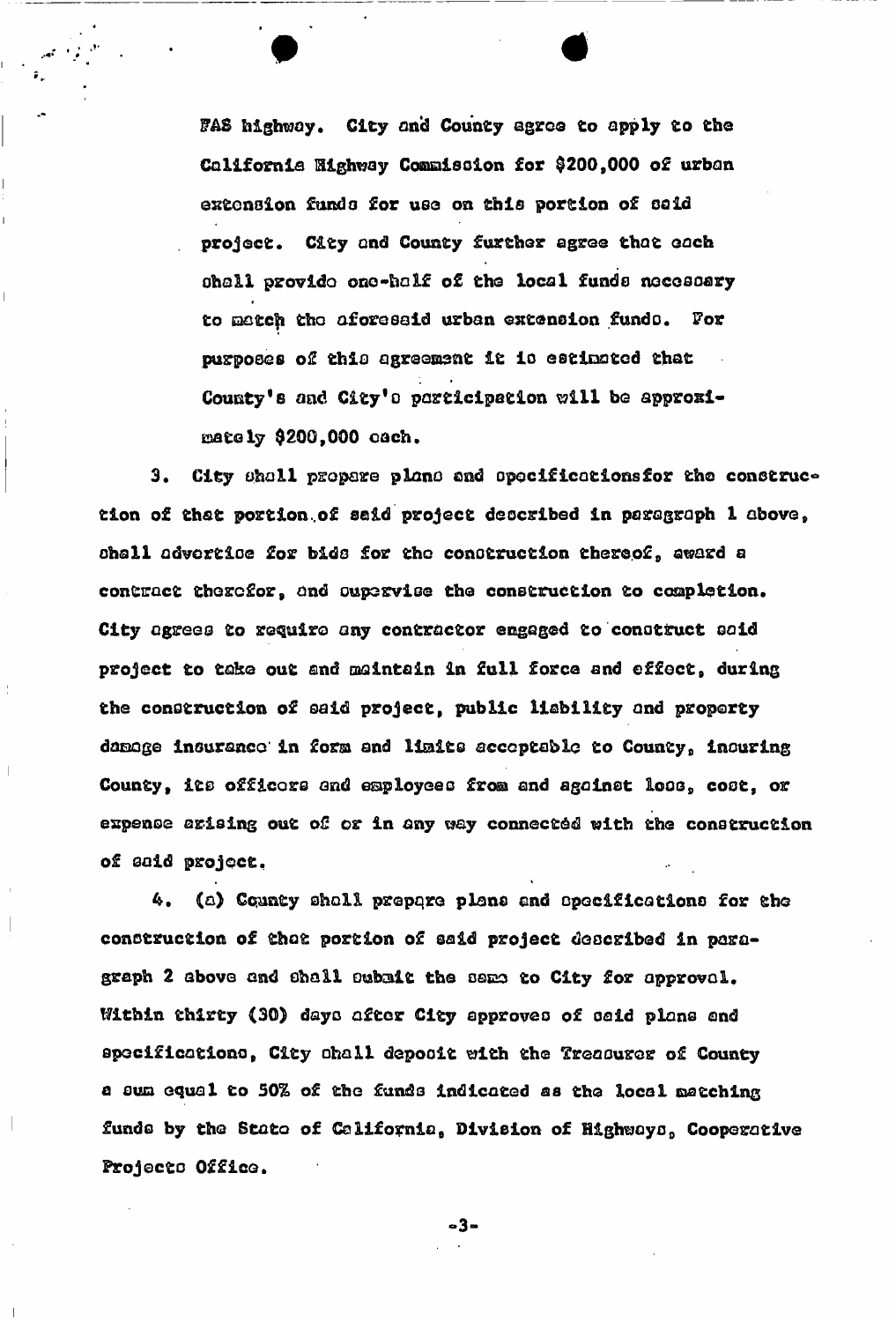FAS highway. City and County agree to apply to the California Highway Commission for $200,000 of urban extension funds for use on this portion of said project. City and County further agree that each shall provide one-half of the local funds necessary to match the aforesaid urban extension funds. For purposes of this agreement it is estimated that County's and City's participation will be approximately $200,000 each.

3. City shall prepare plans and specificationsfor the construction of that portion of said project described in paragraph 1 above, shall advertise for bids for the construction thereof, award a contract therefor, and supervise the construction to completion. City agrees to require any contractor engaged to construct said project to take out and maintain in full force and effect, during the construction of said project, public liability and property damage insurance in form and limits acceptable to County, insuring County, its officers and employees from and against loss, cost, or expense arising out of or in any way connected with the construction of said project.

4. (a) County shall prepare plans and specifications for the construction of that portion of said project described in paragraph 2 above and shall submit the same to City for approval. Within thirty (30) days after City approves of said plans and specifications, City shall deposit with the Treasurer of County a sum equal to 50% of the funds indicated as the local matching funds by the State of California, Division of Highways, Cooperative Projects Office.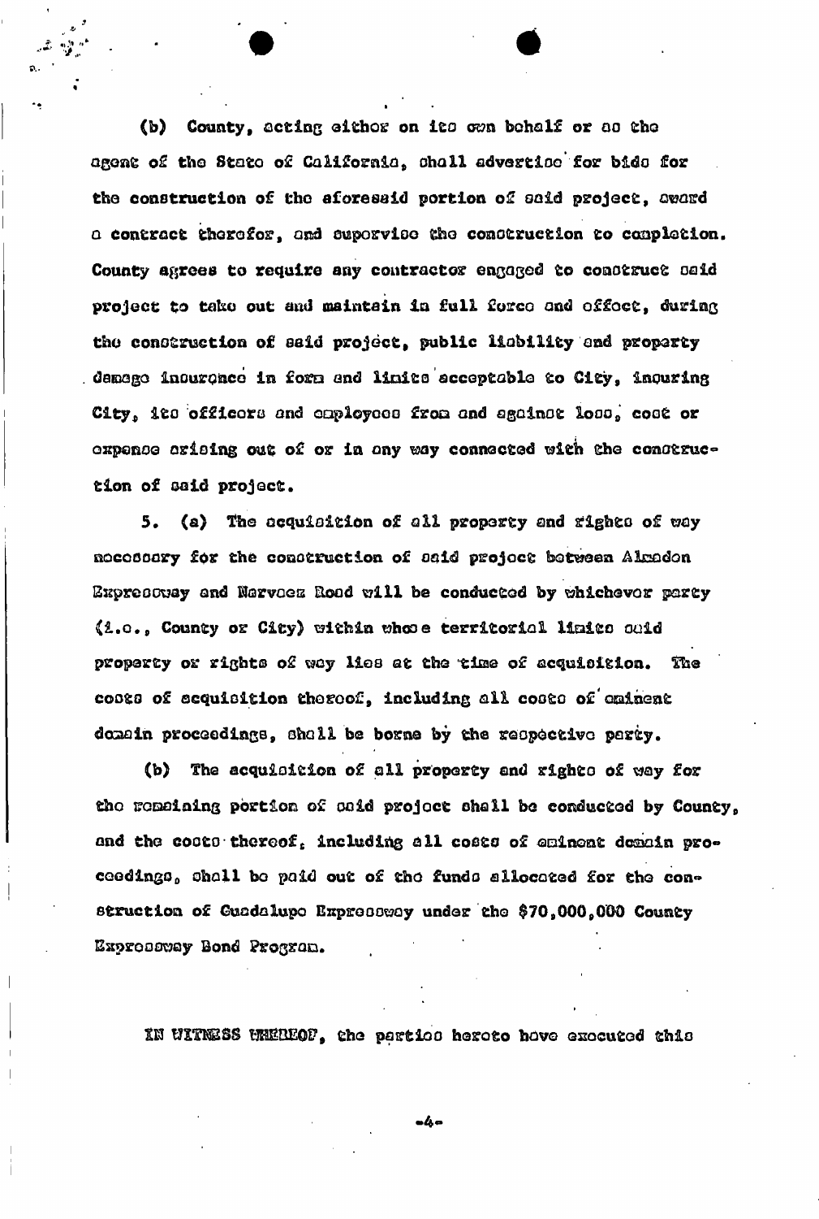(b) County, acting either on its own behalf or as the agent of the State of California, shall advertise for bids for the construction of the aforesaid portion of said project, award a contract therefor, and supervise the construction to completion. County agrees to require any contractor engaged to construct said project to take out and maintain in full force and effect, during the construction of said project, public liability and property damage insurance in form and limits acceptable to City, insuring City, its officers and employees from and against loss, cost or expense arising out of or in any way connected with the construction of said project.

5. (a) The acquisition of all property and rights of way necessary for the construction of said project between Almaden Expressway and Narvaez Road will be conducted by whichever party (i.e., County or City) within whose territorial limits said property or rights of way lies at the time of acquisition. The costs of acquisition thereof, including all costs of eminent domain proceedings, shall be borne by the respective party.

(b) The acquisition of all property and rights of way for the remaining portion of said project shall be conducted by County, and the costs thereof, including all costs of eminent domain proceedings, shall be paid out of the funds allocated for the construction of Guadalupe Expressway under the $70,000,000 County Expressway Bond Program.

IN WITNESS WHEREOF, the parties hereto have executed this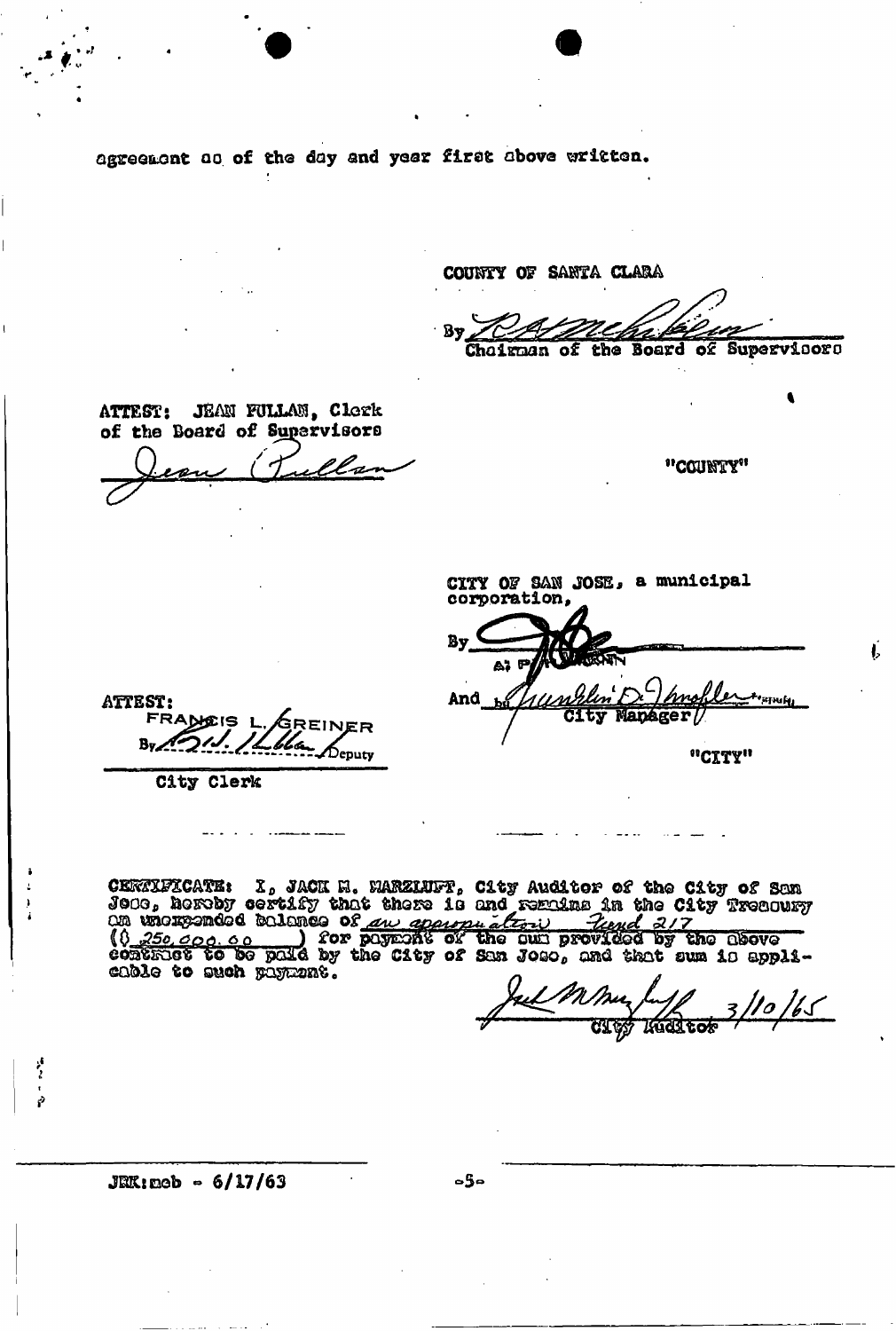agreement as of the day and year first above written.

COUNTY OF SANTA CLARA

By _______________________
Chairman of the Board of Supervisors

ATTEST: JEAN PULLAN, Clerk
of the Board of Supervisors

_______________________

"COUNTY"

CITY OF SAN JOSE, a municipal corporation,

By _______________________

And _______________________
City Manager

"CITY"

ATTEST:
FRANCIS L. GREINER
By _______________ Deputy
City Clerk

CERTIFICATE: I, JACK M. MARZLUFT, City Auditor of the City of San Jose, hereby certify that there is and remains in the City Treasury an unexpended balance of an appropriation Fund 217 ($ 250,000.00) for payment of the sum provided by the above contract to be paid by the City of San Jose, and that sum is applicable to such payment.

_______________________ 3/10/65
City Auditor

JRK:meb - 6/17/63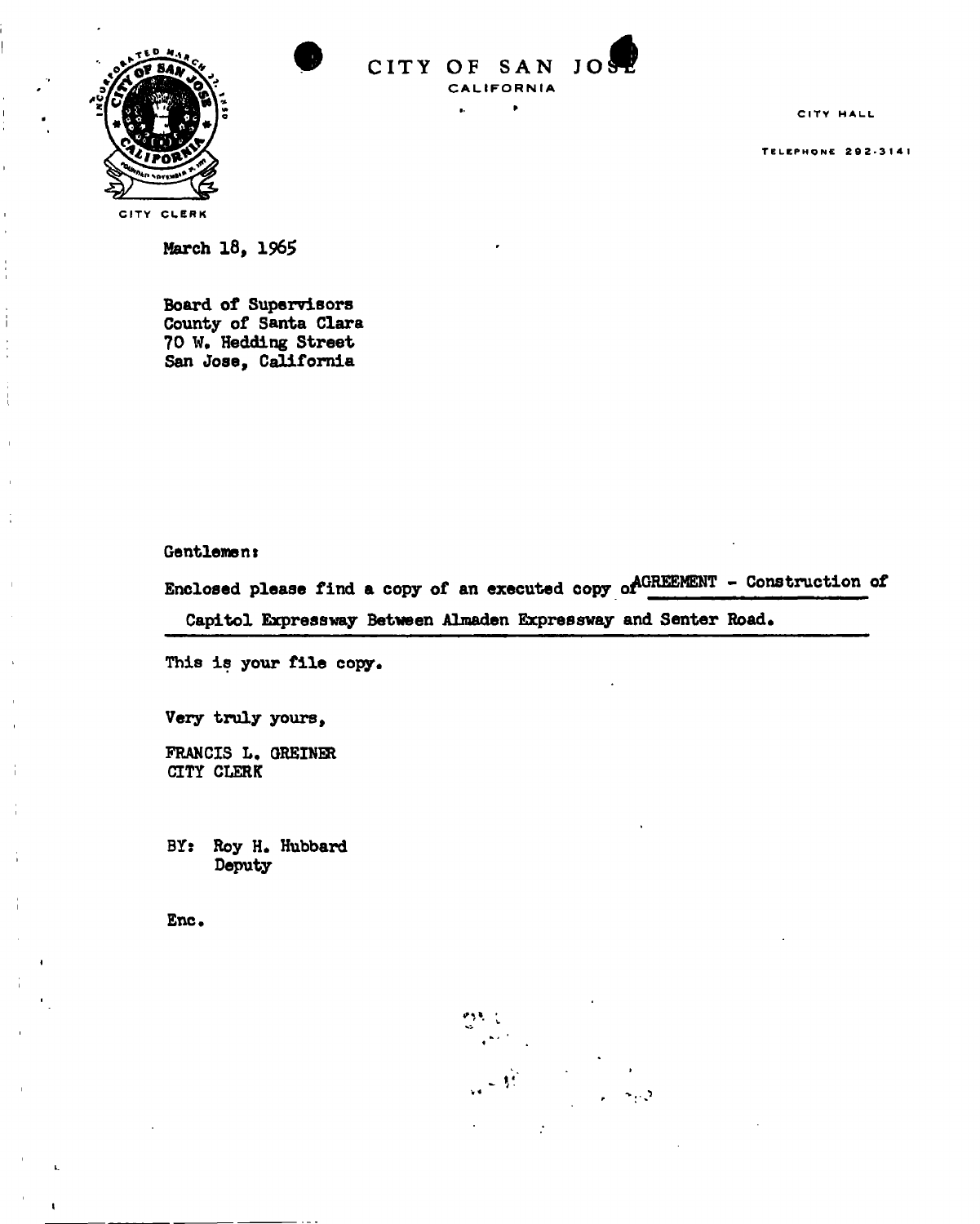CITY OF SAN JOSE
CALIFORNIA

CITY CLERK

CITY HALL

TELEPHONE 292-3141

March 18, 1965

Board of Supervisors
County of Santa Clara
70 W. Hedding Street
San Jose, California

Gentlemen:

Enclosed please find a copy of an executed copy of AGREEMENT - Construction of Capitol Expressway Between Almaden Expressway and Senter Road.

This is your file copy.

Very truly yours,

FRANCIS L. GREINER
CITY CLERK

BY: Roy H. Hubbard
Deputy

Enc.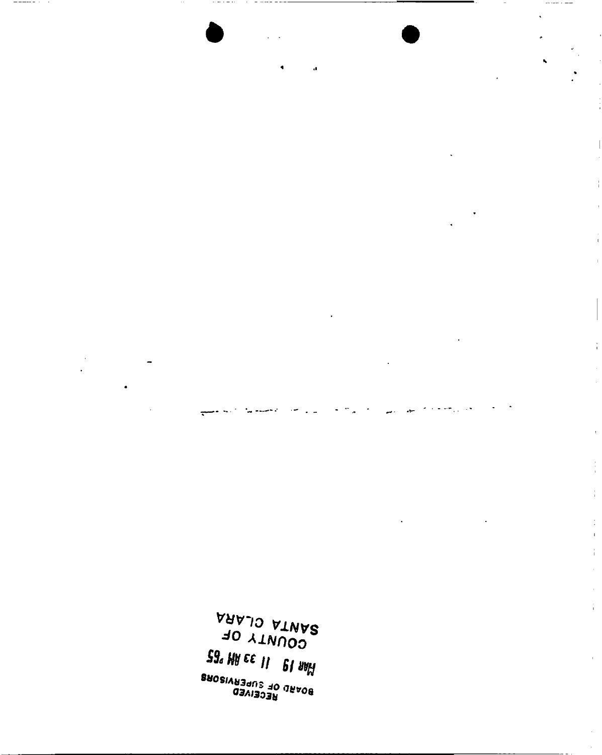SANTA CLARA
COUNTY OF
MAR 19 11 33 AM '65
BOARD OF SUPERVISORS
RECEIVED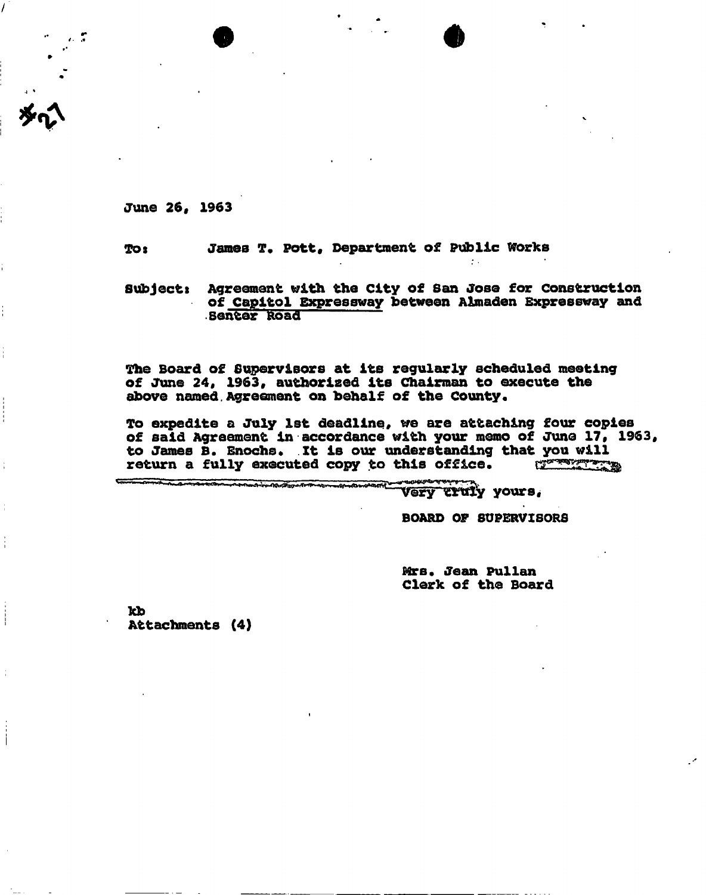#21

June 26, 1963

To: James T. Pott, Department of Public Works

Subject: Agreement with the City of San Jose for Construction of Capitol Expressway between Almaden Expressway and Senter Road

The Board of Supervisors at its regularly scheduled meeting of June 24, 1963, authorized its Chairman to execute the above named Agreement on behalf of the County.

To expedite a July 1st deadline, we are attaching four copies of said Agreement in accordance with your memo of June 17, 1963, to James B. Enochs. It is our understanding that you will return a fully executed copy to this office.

Very truly yours,

BOARD OF SUPERVISORS

Mrs. Jean Pullan
Clerk of the Board

kb
Attachments (4)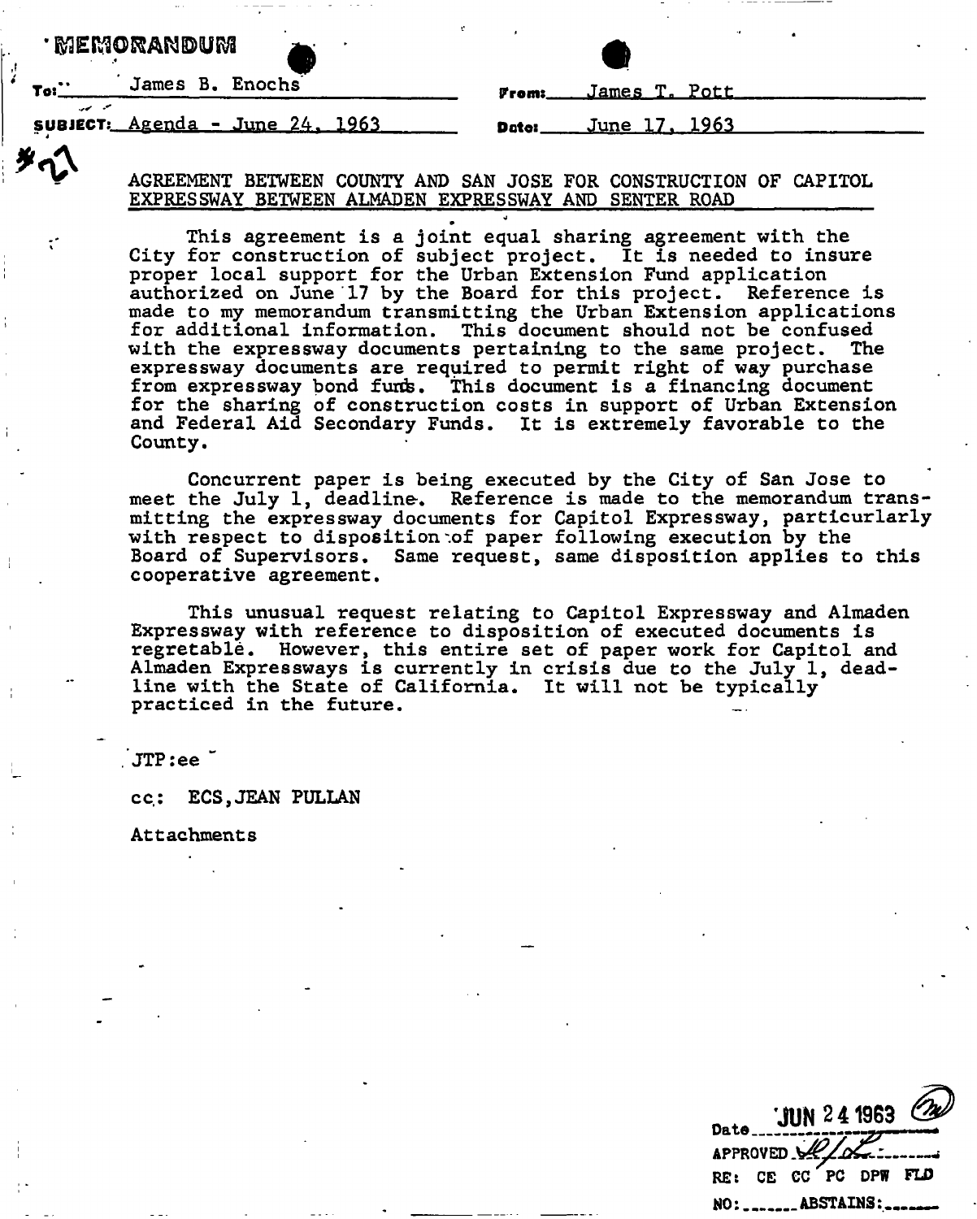# MEMORANDUM

**To:** James B. Enochs
**From:** James T. Pott

**SUBJECT:** Agenda - June 24, 1963
**Date:** June 17, 1963

#21

AGREEMENT BETWEEN COUNTY AND SAN JOSE FOR CONSTRUCTION OF CAPITOL EXPRESSWAY BETWEEN ALMADEN EXPRESSWAY AND SENTER ROAD

This agreement is a joint equal sharing agreement with the City for construction of subject project. It is needed to insure proper local support for the Urban Extension Fund application authorized on June 17 by the Board for this project. Reference is made to my memorandum transmitting the Urban Extension applications for additional information. This document should not be confused with the expressway documents pertaining to the same project. The expressway documents are required to permit right of way purchase from expressway bond funds. This document is a financing document for the sharing of construction costs in support of Urban Extension and Federal Aid Secondary Funds. It is extremely favorable to the County.

Concurrent paper is being executed by the City of San Jose to meet the July 1, deadline. Reference is made to the memorandum transmitting the expressway documents for Capitol Expressway, particularly with respect to disposition of paper following execution by the Board of Supervisors. Same request, same disposition applies to this cooperative agreement.

This unusual request relating to Capitol Expressway and Almaden Expressway with reference to disposition of executed documents is regretable. However, this entire set of paper work for Capitol and Almaden Expressways is currently in crisis due to the July 1, deadline with the State of California. It will not be typically practiced in the future.

JTP:ee

cc: ECS, JEAN PULLAN

Attachments

Date JUN 24 1963
APPROVED [signature]
RE: CE CC PC DPW FLD
NO: ______ ABSTAINS: ______